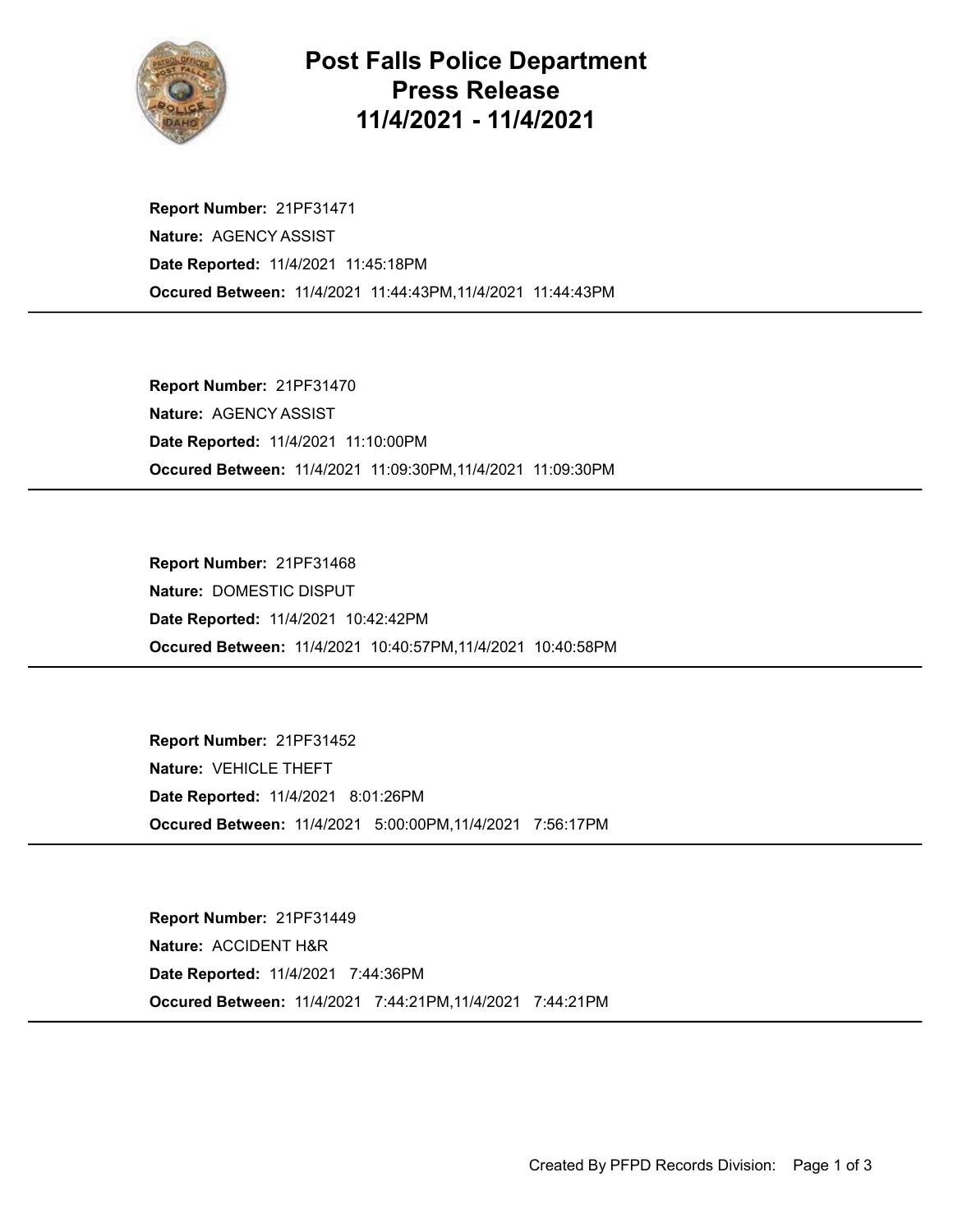# Post Falls Police Department Press Release 11/4/2021 - 11/4/2021

**Report Number:** 21PF31471
**Nature:** AGENCY ASSIST
**Date Reported:** 11/4/2021 11:45:18PM
**Occured Between:** 11/4/2021 11:44:43PM,11/4/2021 11:44:43PM

---

**Report Number:** 21PF31470
**Nature:** AGENCY ASSIST
**Date Reported:** 11/4/2021 11:10:00PM
**Occured Between:** 11/4/2021 11:09:30PM,11/4/2021 11:09:30PM

---

**Report Number:** 21PF31468
**Nature:** DOMESTIC DISPUT
**Date Reported:** 11/4/2021 10:42:42PM
**Occured Between:** 11/4/2021 10:40:57PM,11/4/2021 10:40:58PM

---

**Report Number:** 21PF31452
**Nature:** VEHICLE THEFT
**Date Reported:** 11/4/2021 8:01:26PM
**Occured Between:** 11/4/2021 5:00:00PM,11/4/2021 7:56:17PM

---

**Report Number:** 21PF31449
**Nature:** ACCIDENT H&R
**Date Reported:** 11/4/2021 7:44:36PM
**Occured Between:** 11/4/2021 7:44:21PM,11/4/2021 7:44:21PM

---

Created By PFPD Records Division: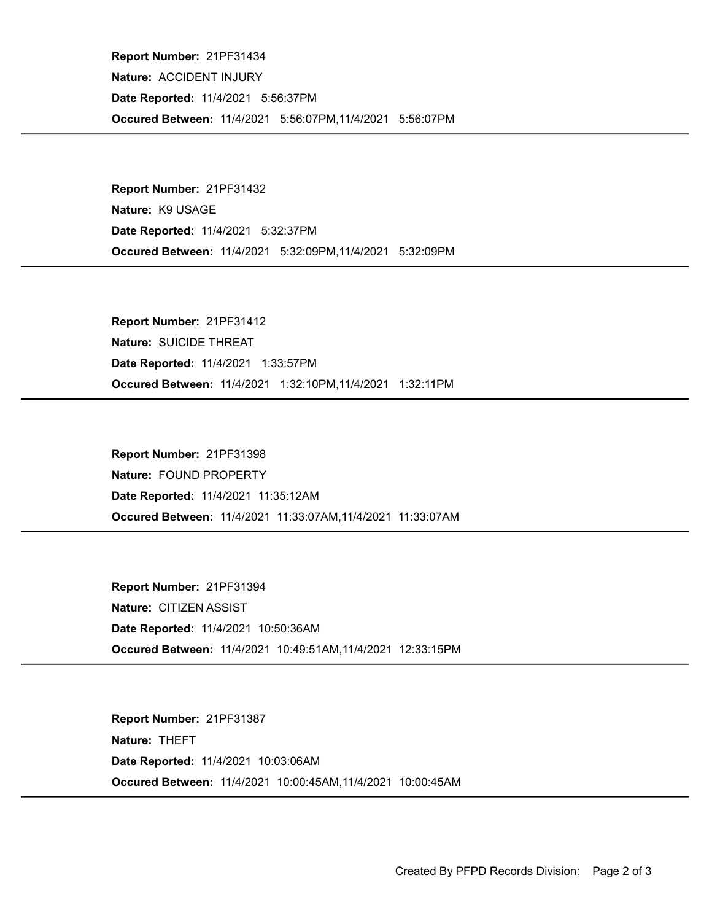**Report Number:** 21PF31434
**Nature:** ACCIDENT INJURY
**Date Reported:** 11/4/2021 5:56:37PM
**Occured Between:** 11/4/2021 5:56:07PM,11/4/2021 5:56:07PM

---

**Report Number:** 21PF31432
**Nature:** K9 USAGE
**Date Reported:** 11/4/2021 5:32:37PM
**Occured Between:** 11/4/2021 5:32:09PM,11/4/2021 5:32:09PM

---

**Report Number:** 21PF31412
**Nature:** SUICIDE THREAT
**Date Reported:** 11/4/2021 1:33:57PM
**Occured Between:** 11/4/2021 1:32:10PM,11/4/2021 1:32:11PM

---

**Report Number:** 21PF31398
**Nature:** FOUND PROPERTY
**Date Reported:** 11/4/2021 11:35:12AM
**Occured Between:** 11/4/2021 11:33:07AM,11/4/2021 11:33:07AM

---

**Report Number:** 21PF31394
**Nature:** CITIZEN ASSIST
**Date Reported:** 11/4/2021 10:50:36AM
**Occured Between:** 11/4/2021 10:49:51AM,11/4/2021 12:33:15PM

---

**Report Number:** 21PF31387
**Nature:** THEFT
**Date Reported:** 11/4/2021 10:03:06AM
**Occured Between:** 11/4/2021 10:00:45AM,11/4/2021 10:00:45AM

---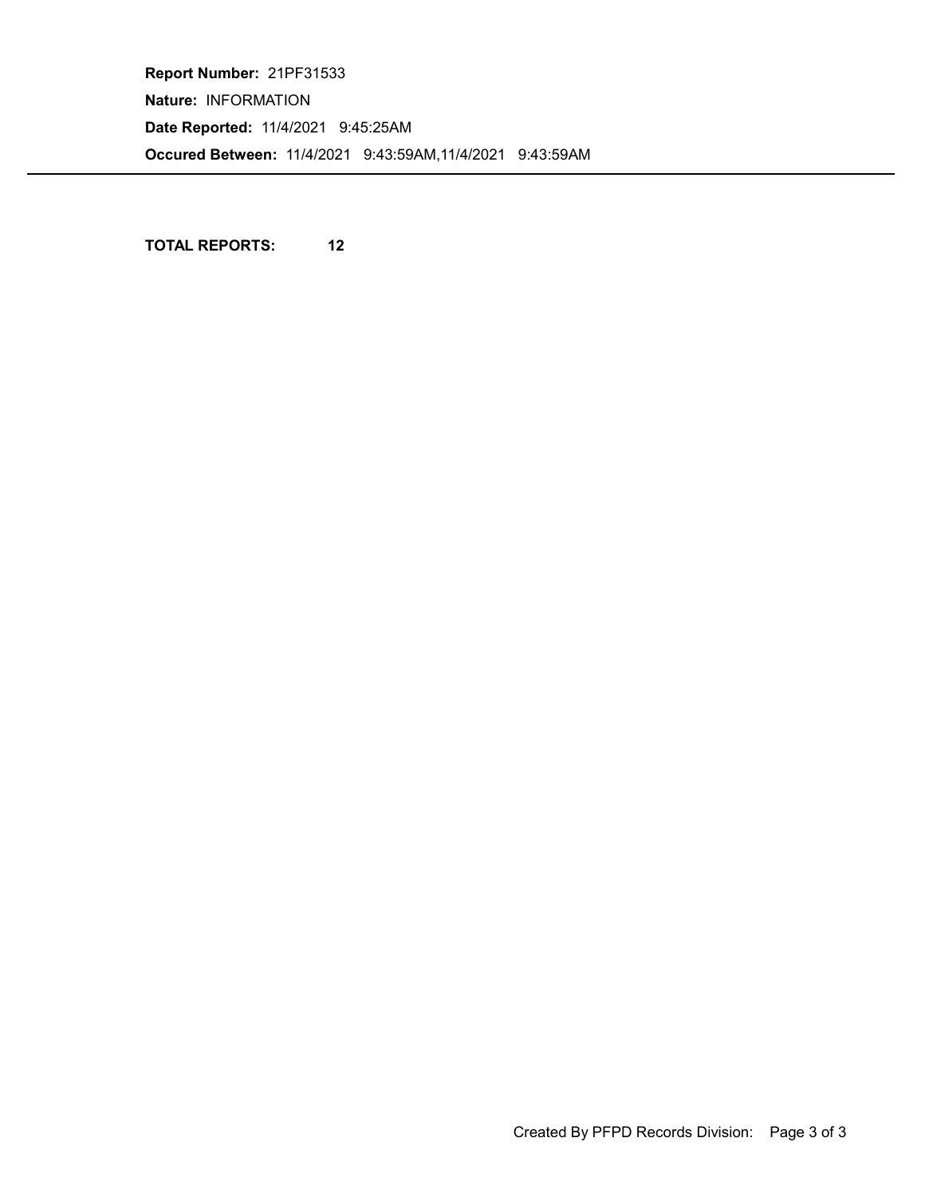**Report Number:** 21PF31533

**Nature:** INFORMATION

**Date Reported:** 11/4/2021 9:45:25AM

**Occured Between:** 11/4/2021 9:43:59AM,11/4/2021 9:43:59AM

---

**TOTAL REPORTS: 12**

Created By PFPD Records Division: